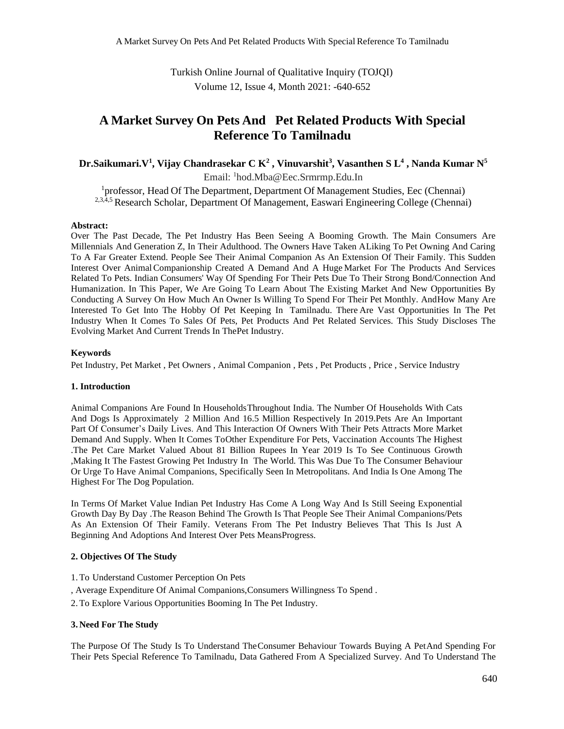# A Market Survey On Pets And Pet Related Products With Special Reference To Tamilnadu

**Dr.Saikumari.V[1], Vijay Chandrasekar C K[2] , Vinuvarshit[3], Vasanthen S L[4] , Nanda Kumar N[5]**

Email: [1]hod.Mba@Eec.Srmrmp.Edu.In

[1]professor, Head Of The Department, Department Of Management Studies, Eec (Chennai)

[2,3,4,5] Research Scholar, Department Of Management, Easwari Engineering College (Chennai)

**Abstract:**

Over The Past Decade, The Pet Industry Has Been Seeing A Booming Growth. The Main Consumers Are Millennials And Generation Z, In Their Adulthood. The Owners Have Taken ALiking To Pet Owning And Caring To A Far Greater Extend. People See Their Animal Companion As An Extension Of Their Family. This Sudden Interest Over Animal Companionship Created A Demand And A Huge Market For The Products And Services Related To Pets. Indian Consumers' Way Of Spending For Their Pets Due To Their Strong Bond/Connection And Humanization. In This Paper, We Are Going To Learn About The Existing Market And New Opportunities By Conducting A Survey On How Much An Owner Is Willing To Spend For Their Pet Monthly. AndHow Many Are Interested To Get Into The Hobby Of Pet Keeping In Tamilnadu. There Are Vast Opportunities In The Pet Industry When It Comes To Sales Of Pets, Pet Products And Pet Related Services. This Study Discloses The Evolving Market And Current Trends In ThePet Industry.

**Keywords**

Pet Industry, Pet Market , Pet Owners , Animal Companion , Pets , Pet Products , Price , Service Industry

## 1. Introduction

Animal Companions Are Found In HouseholdsThroughout India. The Number Of Households With Cats And Dogs Is Approximately 2 Million And 16.5 Million Respectively In 2019.Pets Are An Important Part Of Consumer's Daily Lives. And This Interaction Of Owners With Their Pets Attracts More Market Demand And Supply. When It Comes ToOther Expenditure For Pets, Vaccination Accounts The Highest .The Pet Care Market Valued About 81 Billion Rupees In Year 2019 Is To See Continuous Growth ,Making It The Fastest Growing Pet Industry In The World. This Was Due To The Consumer Behaviour Or Urge To Have Animal Companions, Specifically Seen In Metropolitans. And India Is One Among The Highest For The Dog Population.

In Terms Of Market Value Indian Pet Industry Has Come A Long Way And Is Still Seeing Exponential Growth Day By Day .The Reason Behind The Growth Is That People See Their Animal Companions/Pets As An Extension Of Their Family. Veterans From The Pet Industry Believes That This Is Just A Beginning And Adoptions And Interest Over Pets MeansProgress.

## 2. Objectives Of The Study

1. To Understand Customer Perception On Pets

, Average Expenditure Of Animal Companions,Consumers Willingness To Spend .

2. To Explore Various Opportunities Booming In The Pet Industry.

## 3. Need For The Study

The Purpose Of The Study Is To Understand TheConsumer Behaviour Towards Buying A PetAnd Spending For Their Pets Special Reference To Tamilnadu, Data Gathered From A Specialized Survey. And To Understand The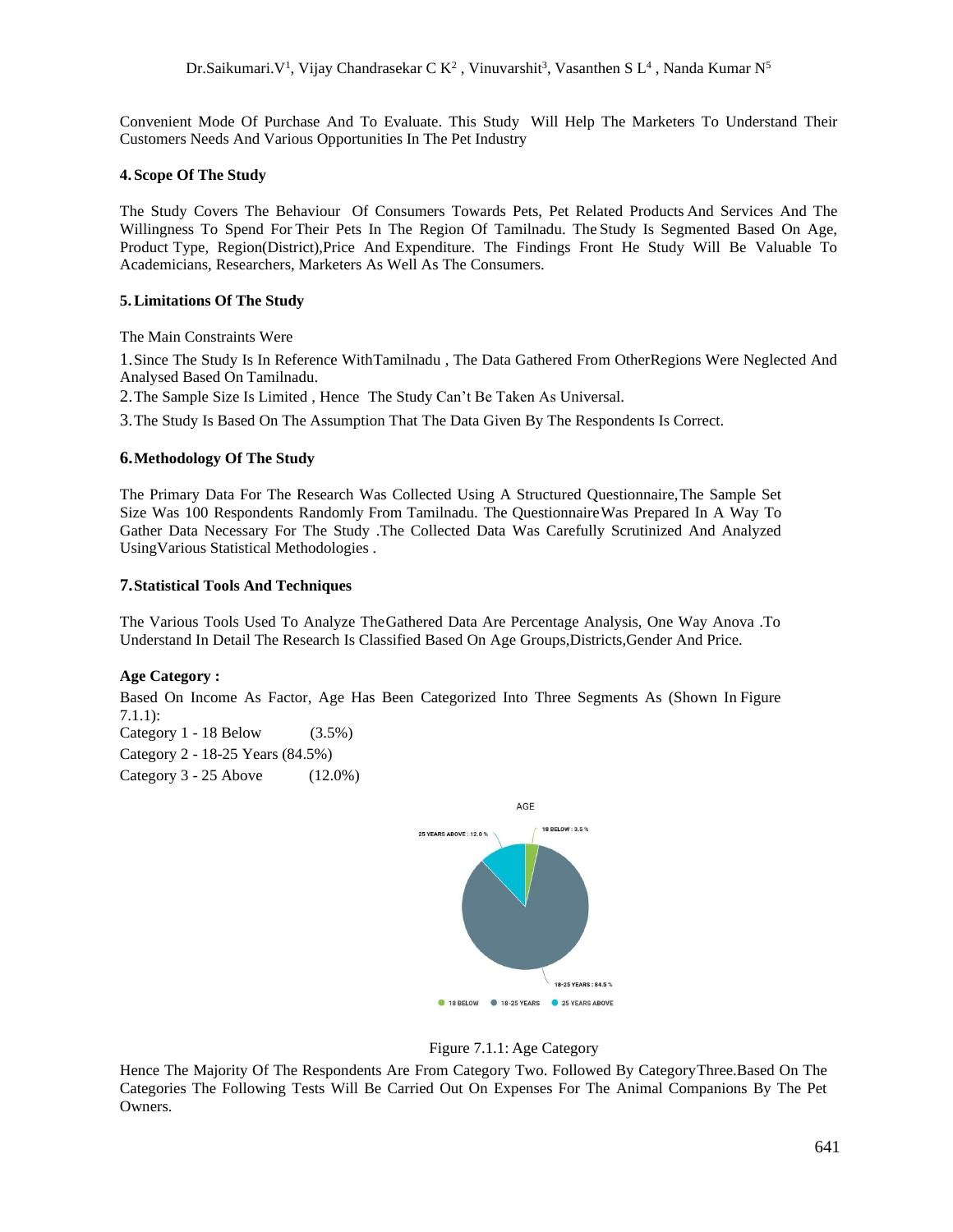Convenient Mode Of Purchase And To Evaluate. This Study Will Help The Marketers To Understand Their Customers Needs And Various Opportunities In The Pet Industry

### 4. Scope Of The Study

The Study Covers The Behaviour Of Consumers Towards Pets, Pet Related Products And Services And The Willingness To Spend For Their Pets In The Region Of Tamilnadu. The Study Is Segmented Based On Age, Product Type, Region(District),Price And Expenditure. The Findings Front He Study Will Be Valuable To Academicians, Researchers, Marketers As Well As The Consumers.

### 5. Limitations Of The Study

The Main Constraints Were

1. Since The Study Is In Reference WithTamilnadu , The Data Gathered From OtherRegions Were Neglected And Analysed Based On Tamilnadu.
2. The Sample Size Is Limited , Hence The Study Can't Be Taken As Universal.
3. The Study Is Based On The Assumption That The Data Given By The Respondents Is Correct.

### 6. Methodology Of The Study

The Primary Data For The Research Was Collected Using A Structured Questionnaire,The Sample Set Size Was 100 Respondents Randomly From Tamilnadu. The QuestionnaireWas Prepared In A Way To Gather Data Necessary For The Study .The Collected Data Was Carefully Scrutinized And Analyzed UsingVarious Statistical Methodologies .

### 7. Statistical Tools And Techniques

The Various Tools Used To Analyze TheGathered Data Are Percentage Analysis, One Way Anova .To Understand In Detail The Research Is Classified Based On Age Groups,Districts,Gender And Price.

**Age Category :**

Based On Income As Factor, Age Has Been Categorized Into Three Segments As (Shown In Figure 7.1.1):

Category 1 - 18 Below (3.5%)

Category 2 - 18-25 Years (84.5%)

Category 3 - 25 Above (12.0%)

Figure 7.1.1: Age Category

Hence The Majority Of The Respondents Are From Category Two. Followed By CategoryThree.Based On The Categories The Following Tests Will Be Carried Out On Expenses For The Animal Companions By The Pet Owners.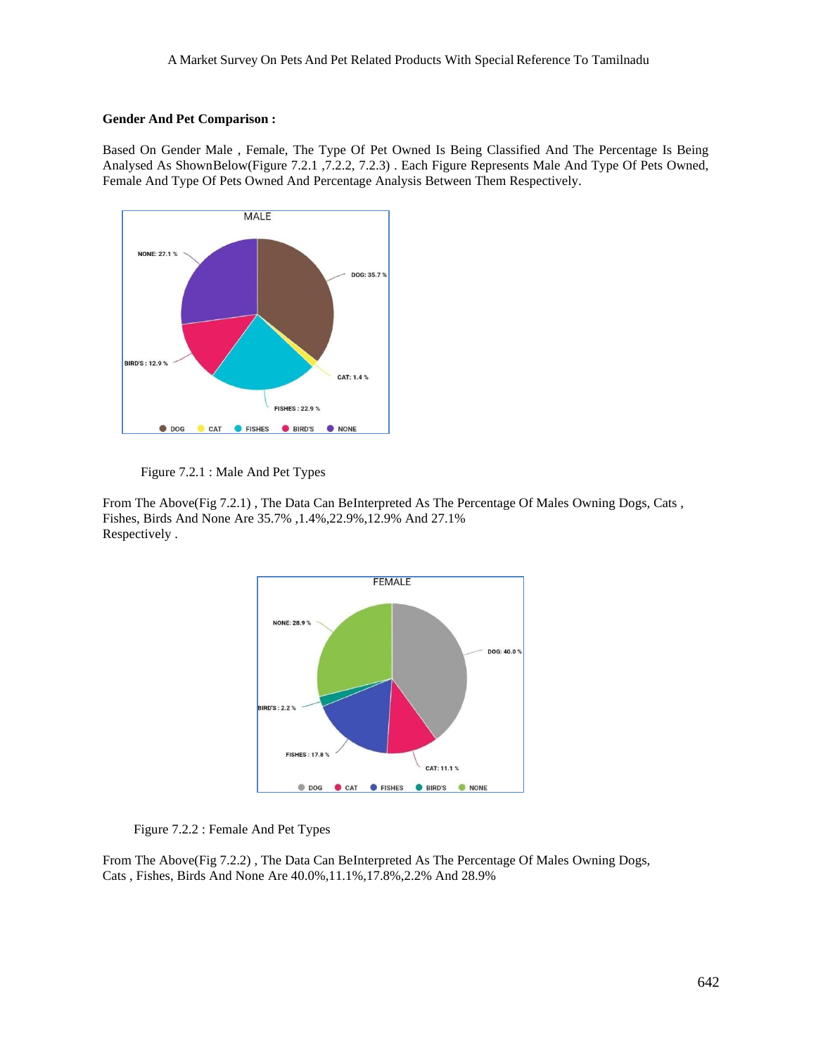**Gender And Pet Comparison :**

Based On Gender Male , Female, The Type Of Pet Owned Is Being Classified And The Percentage Is Being Analysed As ShownBelow(Figure 7.2.1 ,7.2.2, 7.2.3) . Each Figure Represents Male And Type Of Pets Owned, Female And Type Of Pets Owned And Percentage Analysis Between Them Respectively.

Figure 7.2.1 : Male And Pet Types

From The Above(Fig 7.2.1) , The Data Can BeInterpreted As The Percentage Of Males Owning Dogs, Cats , Fishes, Birds And None Are 35.7% ,1.4%,22.9%,12.9% And 27.1%
Respectively .

Figure 7.2.2 : Female And Pet Types

From The Above(Fig 7.2.2) , The Data Can BeInterpreted As The Percentage Of Males Owning Dogs, Cats , Fishes, Birds And None Are 40.0%,11.1%,17.8%,2.2% And 28.9%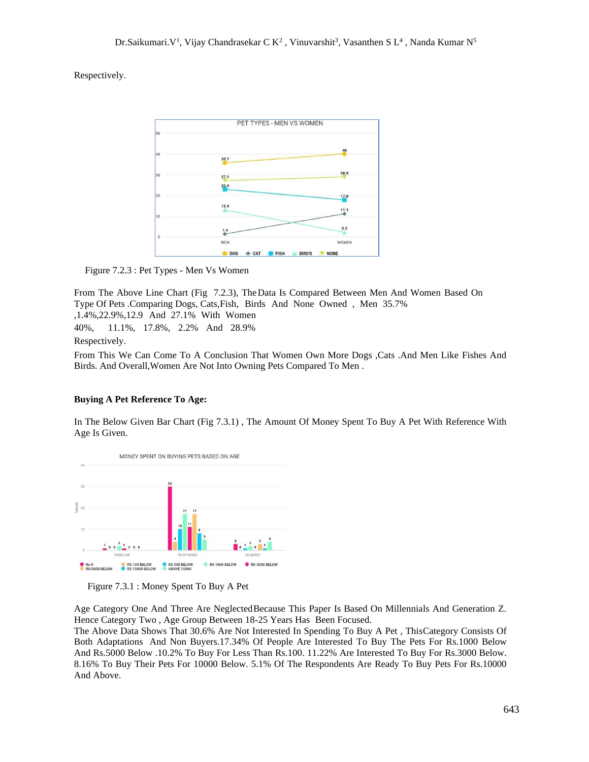Respectively.

Figure 7.2.3 : Pet Types - Men Vs Women

From The Above Line Chart (Fig 7.2.3), The Data Is Compared Between Men And Women Based On Type Of Pets .Comparing Dogs, Cats,Fish, Birds And None Owned , Men 35.7% ,1.4%,22.9%,12.9 And 27.1% With Women 40%, 11.1%, 17.8%, 2.2% And 28.9% Respectively.

From This We Can Come To A Conclusion That Women Own More Dogs ,Cats .And Men Like Fishes And Birds. And Overall,Women Are Not Into Owning Pets Compared To Men .

**Buying A Pet Reference To Age:**

In The Below Given Bar Chart (Fig 7.3.1) , The Amount Of Money Spent To Buy A Pet With Reference With Age Is Given.

Figure 7.3.1 : Money Spent To Buy A Pet

Age Category One And Three Are Neglected Because This Paper Is Based On Millennials And Generation Z. Hence Category Two , Age Group Between 18-25 Years Has Been Focused.
The Above Data Shows That 30.6% Are Not Interested In Spending To Buy A Pet , This Category Consists Of Both Adaptations And Non Buyers.17.34% Of People Are Interested To Buy The Pets For Rs.1000 Below And Rs.5000 Below .10.2% To Buy For Less Than Rs.100. 11.22% Are Interested To Buy For Rs.3000 Below. 8.16% To Buy Their Pets For 10000 Below. 5.1% Of The Respondents Are Ready To Buy Pets For Rs.10000 And Above.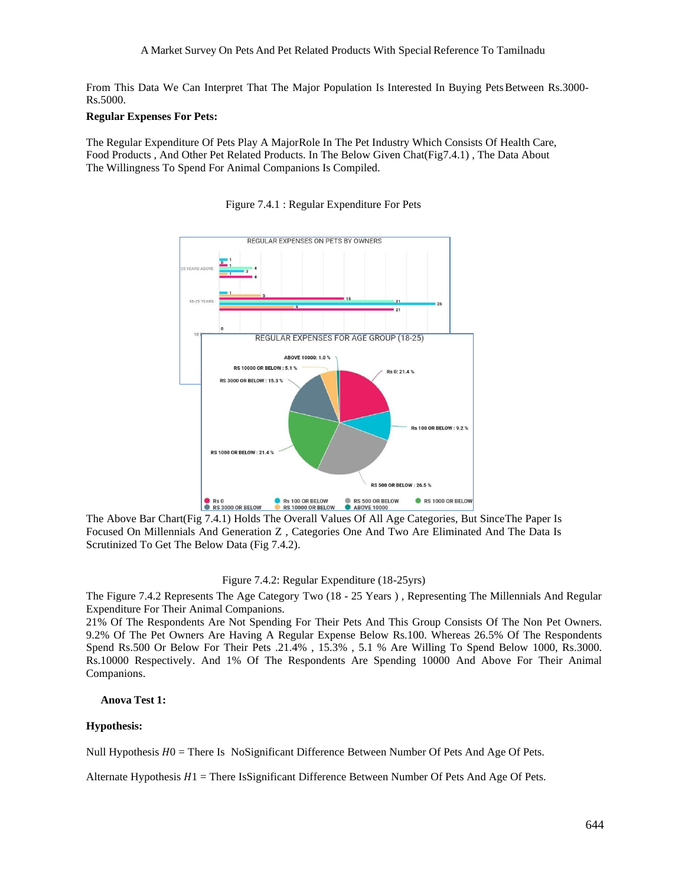From This Data We Can Interpret That The Major Population Is Interested In Buying Pets Between Rs.3000-Rs.5000.

**Regular Expenses For Pets:**

The Regular Expenditure Of Pets Play A MajorRole In The Pet Industry Which Consists Of Health Care, Food Products , And Other Pet Related Products. In The Below Given Chat(Fig7.4.1) , The Data About The Willingness To Spend For Animal Companions Is Compiled.

Figure 7.4.1 : Regular Expenditure For Pets

The Above Bar Chart(Fig 7.4.1) Holds The Overall Values Of All Age Categories, But SinceThe Paper Is Focused On Millennials And Generation Z , Categories One And Two Are Eliminated And The Data Is Scrutinized To Get The Below Data (Fig 7.4.2).

Figure 7.4.2: Regular Expenditure (18-25yrs)

The Figure 7.4.2 Represents The Age Category Two (18 - 25 Years ) , Representing The Millennials And Regular Expenditure For Their Animal Companions.

21% Of The Respondents Are Not Spending For Their Pets And This Group Consists Of The Non Pet Owners. 9.2% Of The Pet Owners Are Having A Regular Expense Below Rs.100. Whereas 26.5% Of The Respondents Spend Rs.500 Or Below For Their Pets .21.4% , 15.3% , 5.1 % Are Willing To Spend Below 1000, Rs.3000. Rs.10000 Respectively. And 1% Of The Respondents Are Spending 10000 And Above For Their Animal Companions.

**Anova Test 1:**

**Hypothesis:**

Null Hypothesis $H0$ = There Is NoSignificant Difference Between Number Of Pets And Age Of Pets.

Alternate Hypothesis $H1$ = There IsSignificant Difference Between Number Of Pets And Age Of Pets.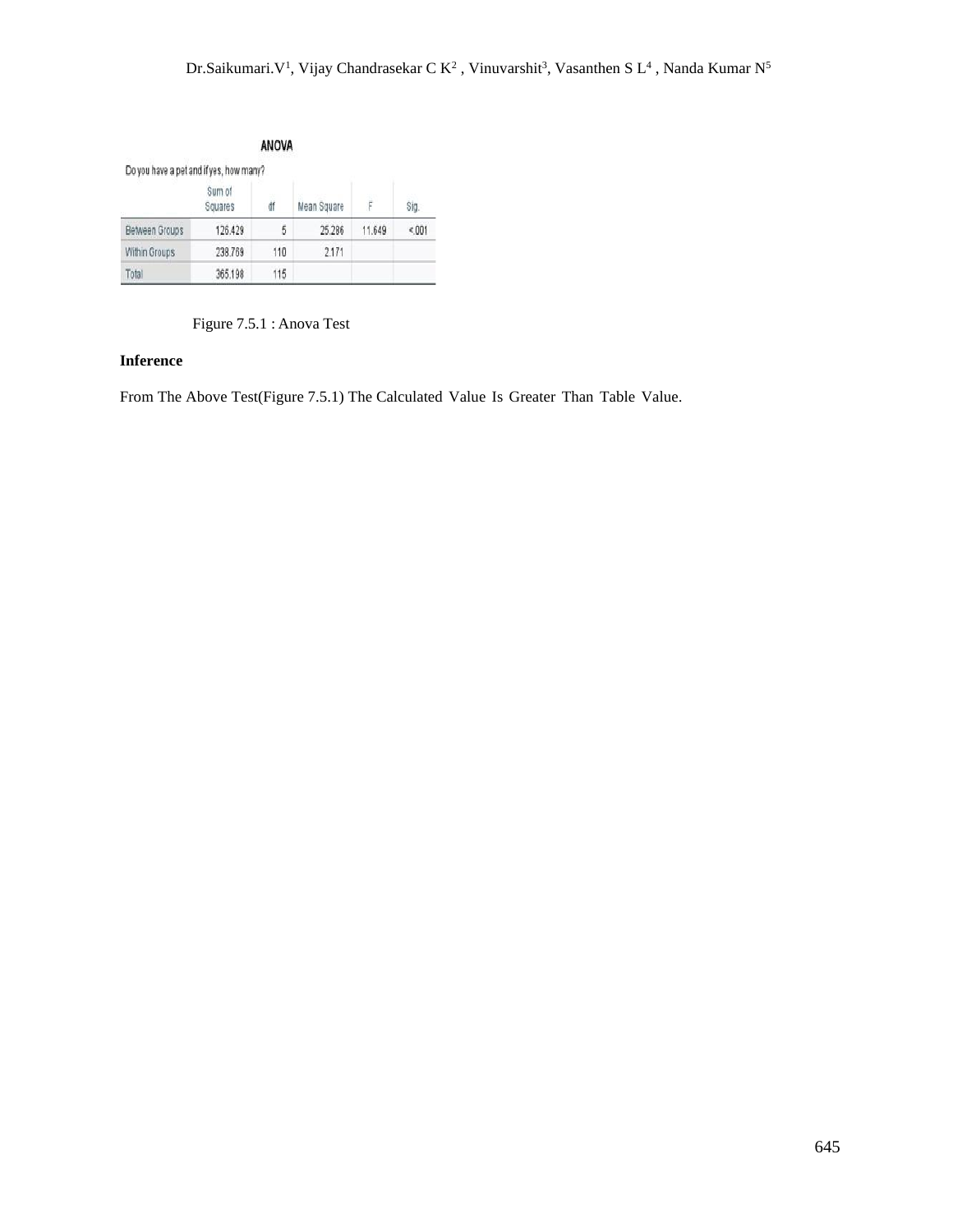**ANOVA**

Do you have a pet and if yes, how many?

| | Sum of Squares | df | Mean Square | F | Sig. |
|---|---|---|---|---|---|
| Between Groups | 126.429 | 5 | 25.286 | 11.649 | <.001 |
| Within Groups | 238.769 | 110 | 2.171 | | |
| Total | 365.198 | 115 | | | |

Figure 7.5.1 : Anova Test

**Inference**

From The Above Test(Figure 7.5.1) The Calculated Value Is Greater Than Table Value.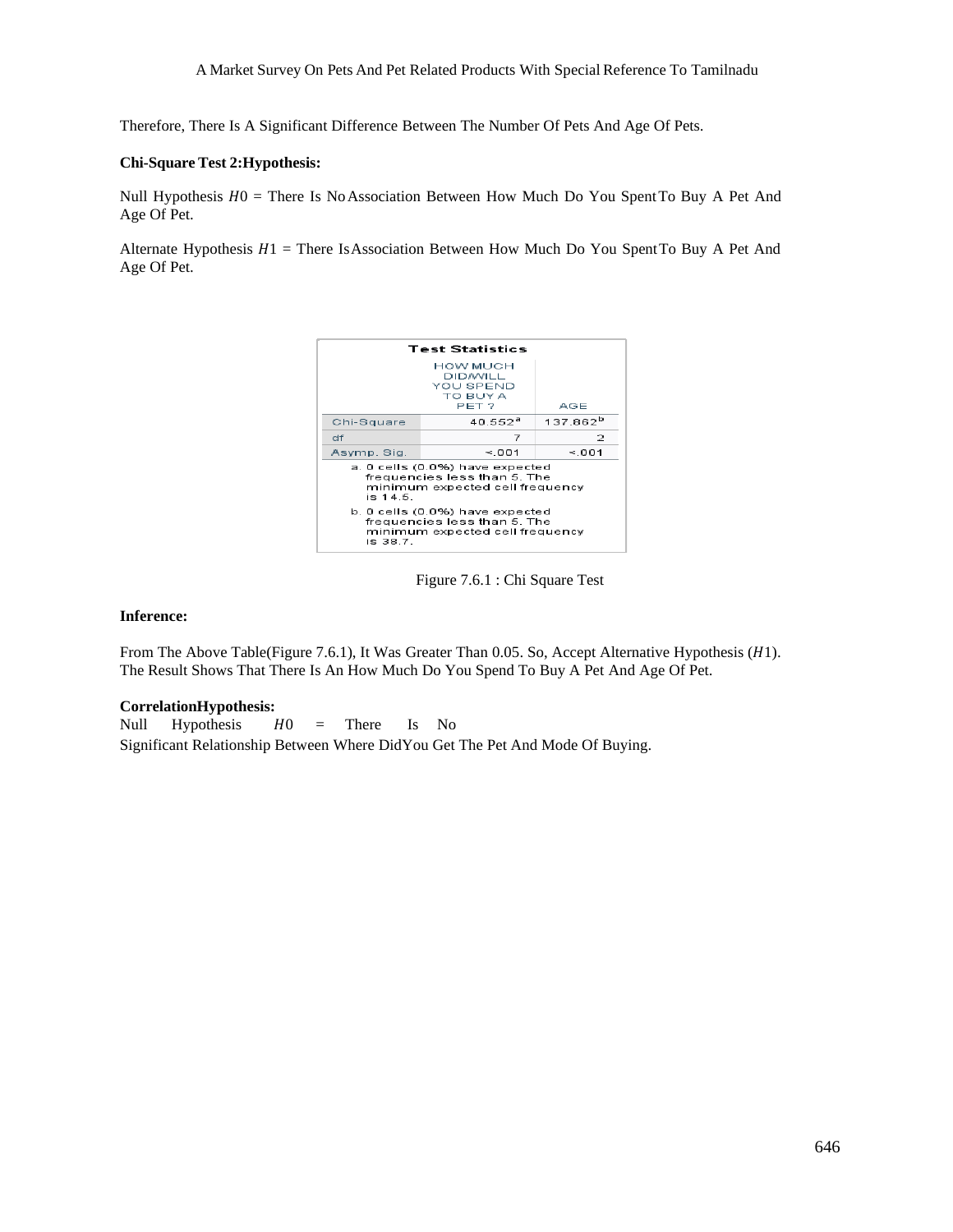Therefore, There Is A Significant Difference Between The Number Of Pets And Age Of Pets.

**Chi-Square Test 2:Hypothesis:**

Null Hypothesis $H0$ = There Is No Association Between How Much Do You Spent To Buy A Pet And Age Of Pet.

Alternate Hypothesis $H1$ = There Is Association Between How Much Do You Spent To Buy A Pet And Age Of Pet.

**Test Statistics**

| | HOW MUCH DID/WILL YOU SPEND TO BUY A PET ? | AGE |
|---|---|---|
| Chi-Square | 40.552[a] | 137.862[b] |
| df | 7 | 2 |
| Asymp. Sig. | <.001 | <.001 |

a. 0 cells (0.0%) have expected frequencies less than 5. The minimum expected cell frequency is 14.5.

b. 0 cells (0.0%) have expected frequencies less than 5. The minimum expected cell frequency is 38.7.

Figure 7.6.1 : Chi Square Test

**Inference:**

From The Above Table(Figure 7.6.1), It Was Greater Than 0.05. So, Accept Alternative Hypothesis ($H1$). The Result Shows That There Is An How Much Do You Spend To Buy A Pet And Age Of Pet.

**CorrelationHypothesis:**

Null Hypothesis $H0$ = There Is No Significant Relationship Between Where DidYou Get The Pet And Mode Of Buying.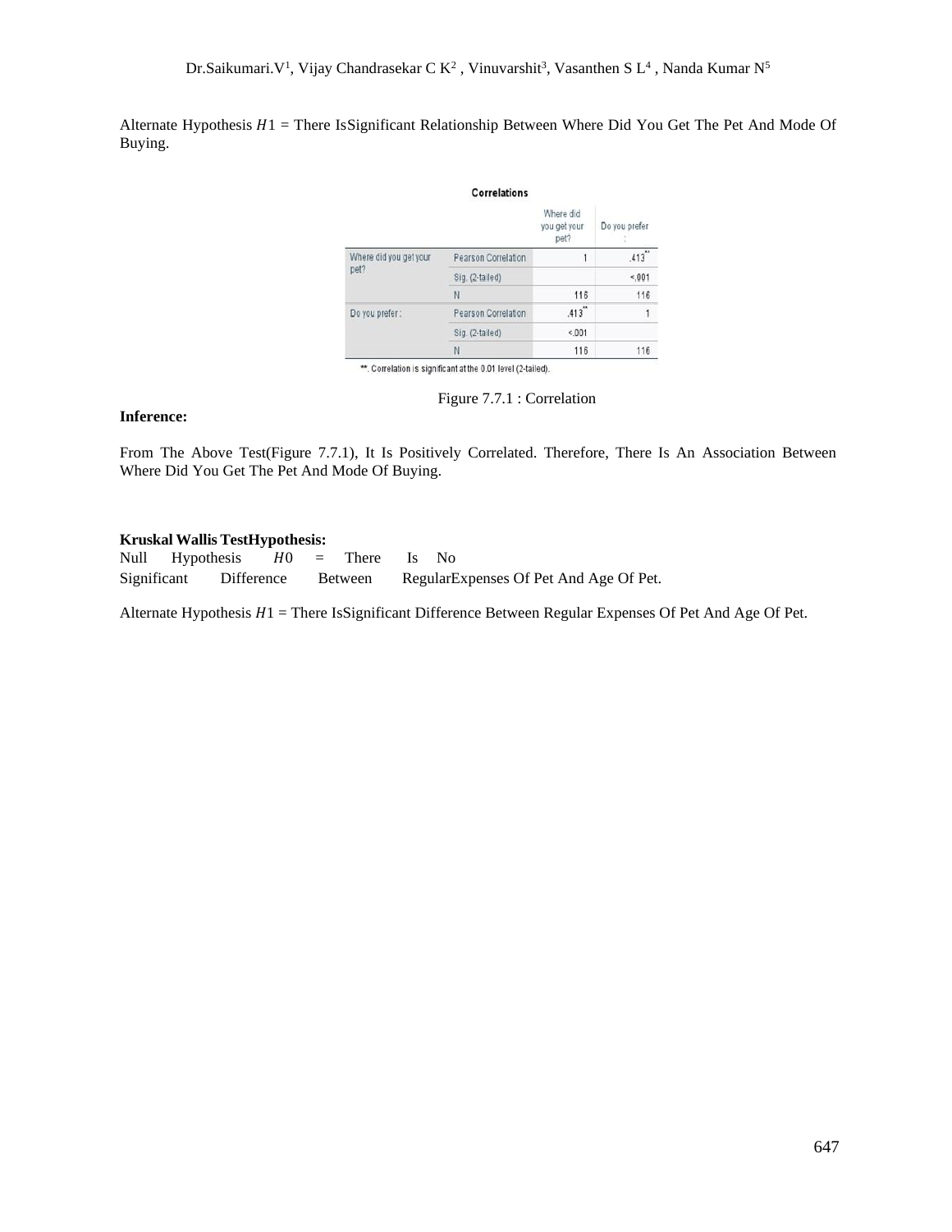Alternate Hypothesis $H1$ = There IsSignificant Relationship Between Where Did You Get The Pet And Mode Of Buying.

**Correlations**

| | | Where did you get your pet? | Do you prefer : |
|---|---|---|---|
| Where did you get your pet? | Pearson Correlation | 1 | .413** |
| | Sig. (2-tailed) | | <.001 |
| | N | 116 | 116 |
| Do you prefer : | Pearson Correlation | .413** | 1 |
| | Sig. (2-tailed) | <.001 | |
| | N | 116 | 116 |

**. Correlation is significant at the 0.01 level (2-tailed).

Figure 7.7.1 : Correlation

**Inference:**

From The Above Test(Figure 7.7.1), It Is Positively Correlated. Therefore, There Is An Association Between Where Did You Get The Pet And Mode Of Buying.

**Kruskal Wallis TestHypothesis:**

Null Hypothesis $H0$ = There Is No Significant Difference Between RegularExpenses Of Pet And Age Of Pet.

Alternate Hypothesis $H1$ = There IsSignificant Difference Between Regular Expenses Of Pet And Age Of Pet.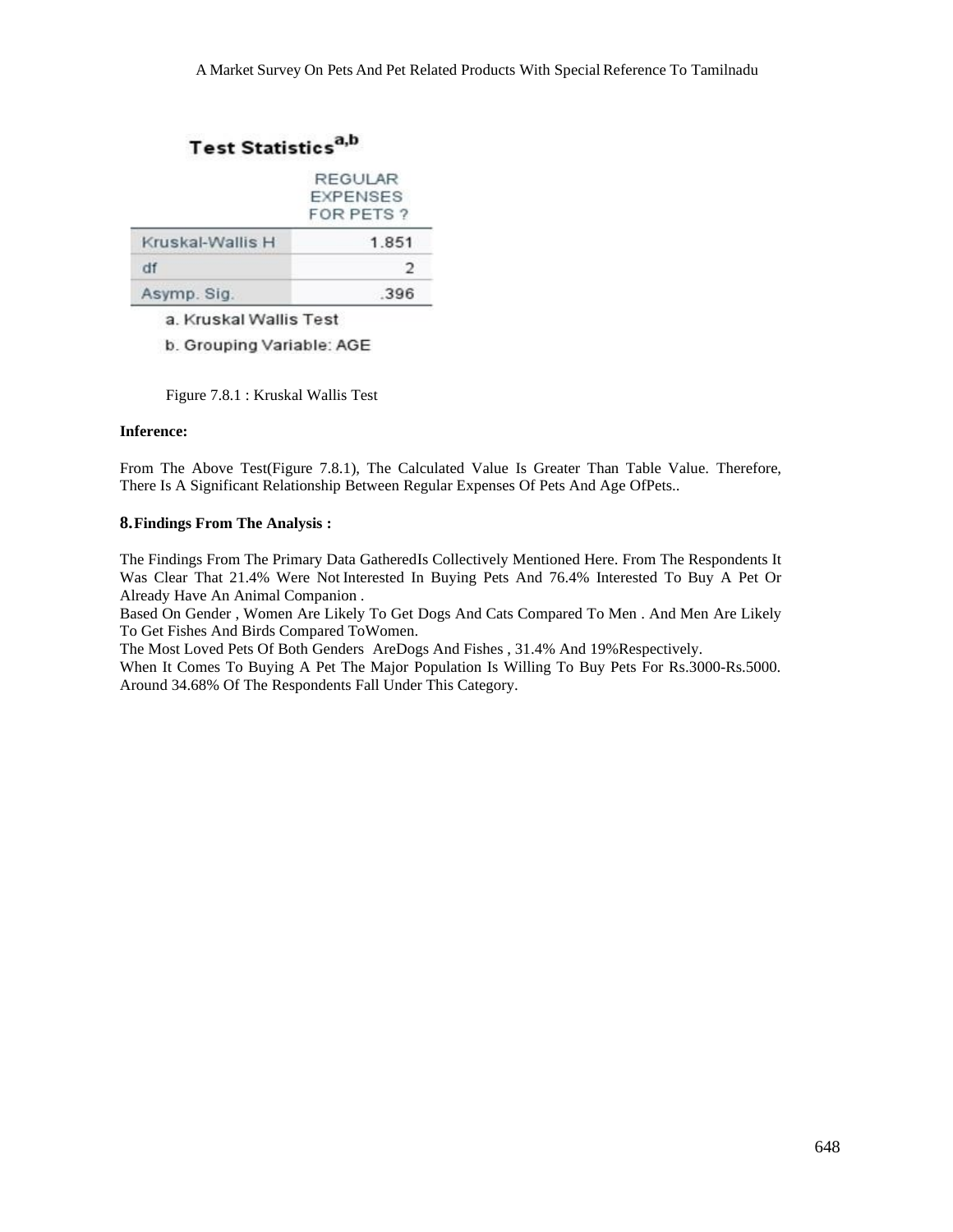**Test Statistics[a,b]**

| | REGULAR EXPENSES FOR PETS ? |
|---|---|
| Kruskal-Wallis H | 1.851 |
| df | 2 |
| Asymp. Sig. | .396 |

a. Kruskal Wallis Test

b. Grouping Variable: AGE

Figure 7.8.1 : Kruskal Wallis Test

**Inference:**

From The Above Test(Figure 7.8.1), The Calculated Value Is Greater Than Table Value. Therefore, There Is A Significant Relationship Between Regular Expenses Of Pets And Age OfPets..

## 8. Findings From The Analysis :

The Findings From The Primary Data GatheredIs Collectively Mentioned Here. From The Respondents It Was Clear That 21.4% Were Not Interested In Buying Pets And 76.4% Interested To Buy A Pet Or Already Have An Animal Companion .

Based On Gender , Women Are Likely To Get Dogs And Cats Compared To Men . And Men Are Likely To Get Fishes And Birds Compared ToWomen.

The Most Loved Pets Of Both Genders AreDogs And Fishes , 31.4% And 19%Respectively.

When It Comes To Buying A Pet The Major Population Is Willing To Buy Pets For Rs.3000-Rs.5000. Around 34.68% Of The Respondents Fall Under This Category.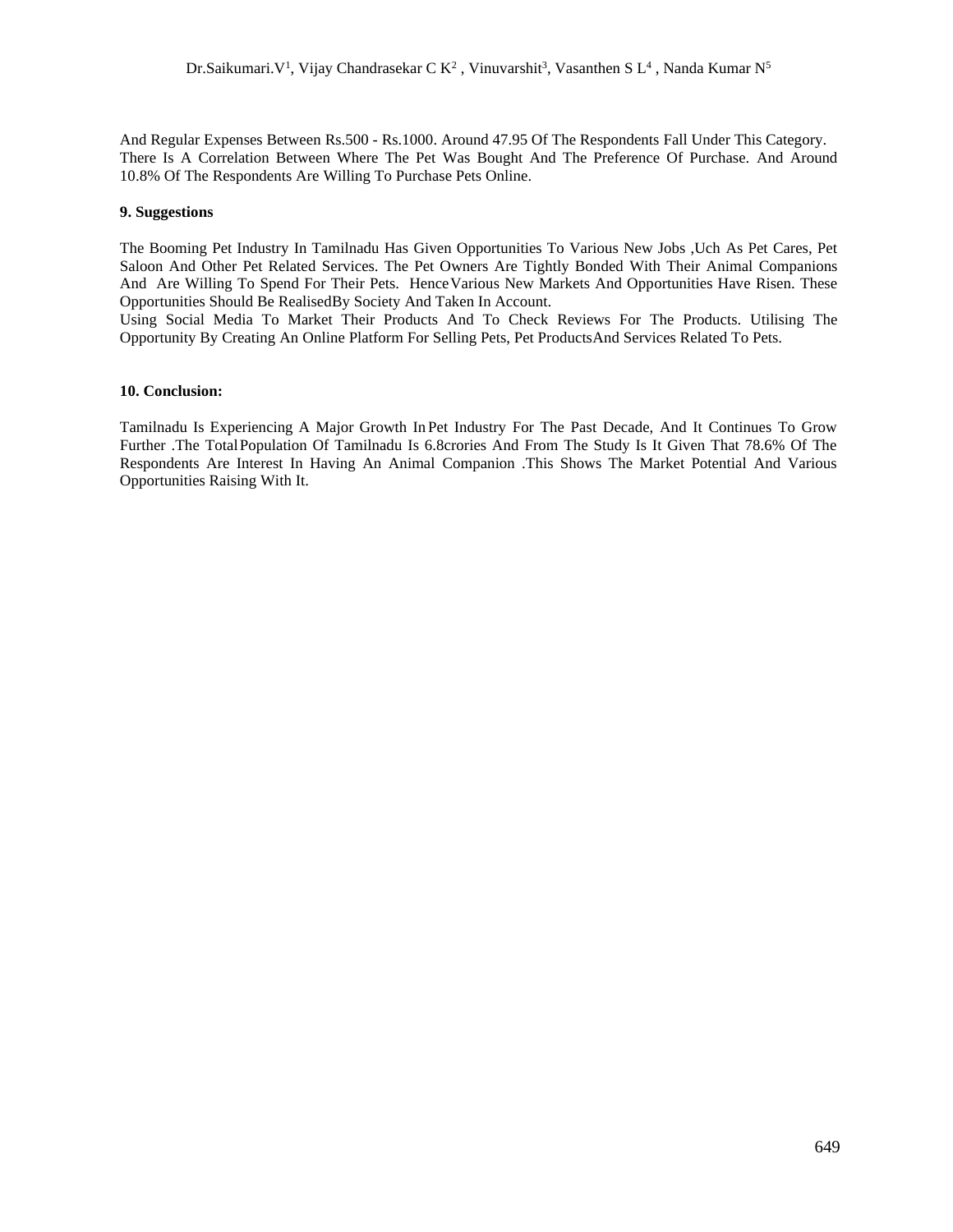And Regular Expenses Between Rs.500 - Rs.1000. Around 47.95 Of The Respondents Fall Under This Category. There Is A Correlation Between Where The Pet Was Bought And The Preference Of Purchase. And Around 10.8% Of The Respondents Are Willing To Purchase Pets Online.

### 9. Suggestions

The Booming Pet Industry In Tamilnadu Has Given Opportunities To Various New Jobs ,Uch As Pet Cares, Pet Saloon And Other Pet Related Services. The Pet Owners Are Tightly Bonded With Their Animal Companions And Are Willing To Spend For Their Pets. Hence Various New Markets And Opportunities Have Risen. These Opportunities Should Be RealisedBy Society And Taken In Account.

Using Social Media To Market Their Products And To Check Reviews For The Products. Utilising The Opportunity By Creating An Online Platform For Selling Pets, Pet ProductsAnd Services Related To Pets.

### 10. Conclusion:

Tamilnadu Is Experiencing A Major Growth In Pet Industry For The Past Decade, And It Continues To Grow Further .The Total Population Of Tamilnadu Is 6.8crories And From The Study Is It Given That 78.6% Of The Respondents Are Interest In Having An Animal Companion .This Shows The Market Potential And Various Opportunities Raising With It.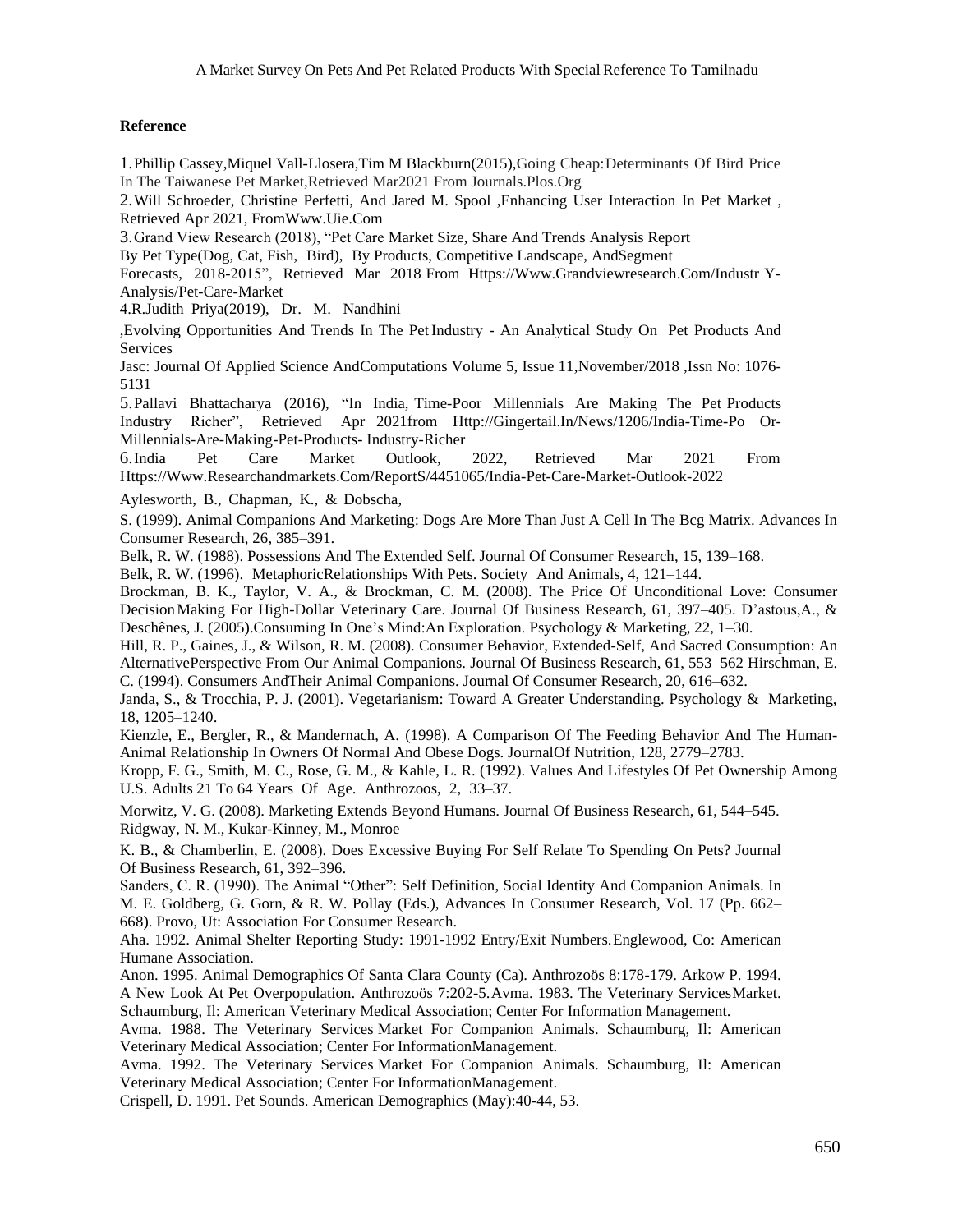**Reference**

1. Phillip Cassey,Miquel Vall-Llosera,Tim M Blackburn(2015),Going Cheap:Determinants Of Bird Price In The Taiwanese Pet Market,Retrieved Mar2021 From Journals.Plos.Org
2. Will Schroeder, Christine Perfetti, And Jared M. Spool ,Enhancing User Interaction In Pet Market , Retrieved Apr 2021, FromWww.Uie.Com
3. Grand View Research (2018), "Pet Care Market Size, Share And Trends Analysis Report By Pet Type(Dog, Cat, Fish, Bird), By Products, Competitive Landscape, AndSegment Forecasts, 2018-2015", Retrieved Mar 2018 From Https://Www.Grandviewresearch.Com/Industr Y-Analysis/Pet-Care-Market
4. R.Judith Priya(2019), Dr. M. Nandhini ,Evolving Opportunities And Trends In The Pet Industry - An Analytical Study On Pet Products And Services Jasc: Journal Of Applied Science AndComputations Volume 5, Issue 11,November/2018 ,Issn No: 1076-5131
5. Pallavi Bhattacharya (2016), "In India, Time-Poor Millennials Are Making The Pet Products Industry Richer", Retrieved Apr 2021from Http://Gingertail.In/News/1206/India-Time-Po Or-Millennials-Are-Making-Pet-Products- Industry-Richer
6. India Pet Care Market Outlook, 2022, Retrieved Mar 2021 From Https://Www.Researchandmarkets.Com/ReportS/4451065/India-Pet-Care-Market-Outlook-2022

Aylesworth, B., Chapman, K., & Dobscha,

S. (1999). Animal Companions And Marketing: Dogs Are More Than Just A Cell In The Bcg Matrix. Advances In Consumer Research, 26, 385–391.

Belk, R. W. (1988). Possessions And The Extended Self. Journal Of Consumer Research, 15, 139–168.

Belk, R. W. (1996). MetaphoricRelationships With Pets. Society And Animals, 4, 121–144.

Brockman, B. K., Taylor, V. A., & Brockman, C. M. (2008). The Price Of Unconditional Love: Consumer DecisionMaking For High-Dollar Veterinary Care. Journal Of Business Research, 61, 397–405. D'astous,A., & Deschênes, J. (2005).Consuming In One's Mind:An Exploration. Psychology & Marketing, 22, 1–30.

Hill, R. P., Gaines, J., & Wilson, R. M. (2008). Consumer Behavior, Extended-Self, And Sacred Consumption: An AlternativePerspective From Our Animal Companions. Journal Of Business Research, 61, 553–562 Hirschman, E. C. (1994). Consumers AndTheir Animal Companions. Journal Of Consumer Research, 20, 616–632.

Janda, S., & Trocchia, P. J. (2001). Vegetarianism: Toward A Greater Understanding. Psychology & Marketing, 18, 1205–1240.

Kienzle, E., Bergler, R., & Mandernach, A. (1998). A Comparison Of The Feeding Behavior And The Human-Animal Relationship In Owners Of Normal And Obese Dogs. JournalOf Nutrition, 128, 2779–2783.

Kropp, F. G., Smith, M. C., Rose, G. M., & Kahle, L. R. (1992). Values And Lifestyles Of Pet Ownership Among U.S. Adults 21 To 64 Years Of Age. Anthrozoos, 2, 33–37.

Morwitz, V. G. (2008). Marketing Extends Beyond Humans. Journal Of Business Research, 61, 544–545.

Ridgway, N. M., Kukar-Kinney, M., Monroe

K. B., & Chamberlin, E. (2008). Does Excessive Buying For Self Relate To Spending On Pets? Journal Of Business Research, 61, 392–396.

Sanders, C. R. (1990). The Animal "Other": Self Definition, Social Identity And Companion Animals. In M. E. Goldberg, G. Gorn, & R. W. Pollay (Eds.), Advances In Consumer Research, Vol. 17 (Pp. 662–668). Provo, Ut: Association For Consumer Research.

Aha. 1992. Animal Shelter Reporting Study: 1991-1992 Entry/Exit Numbers.Englewood, Co: American Humane Association.

Anon. 1995. Animal Demographics Of Santa Clara County (Ca). Anthrozoös 8:178-179. Arkow P. 1994. A New Look At Pet Overpopulation. Anthrozoös 7:202-5.Avma. 1983. The Veterinary ServicesMarket. Schaumburg, Il: American Veterinary Medical Association; Center For Information Management.

Avma. 1988. The Veterinary Services Market For Companion Animals. Schaumburg, Il: American Veterinary Medical Association; Center For InformationManagement.

Avma. 1992. The Veterinary Services Market For Companion Animals. Schaumburg, Il: American Veterinary Medical Association; Center For InformationManagement.

Crispell, D. 1991. Pet Sounds. American Demographics (May):40-44, 53.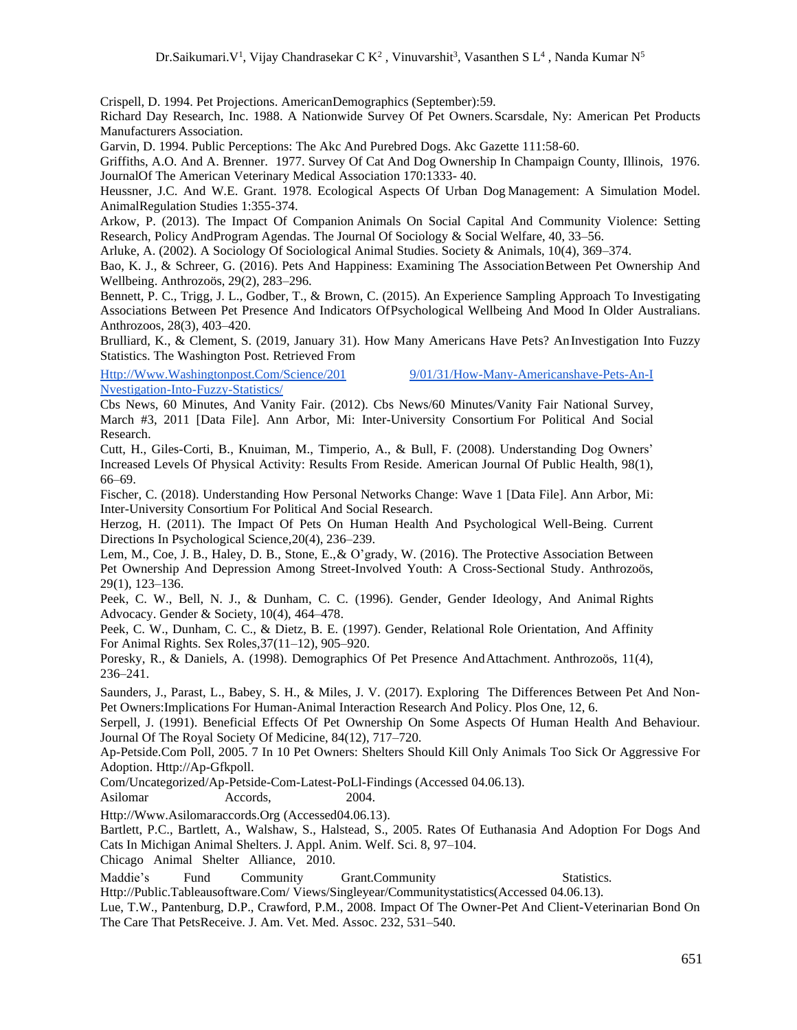Crispell, D. 1994. Pet Projections. AmericanDemographics (September):59.

Richard Day Research, Inc. 1988. A Nationwide Survey Of Pet Owners. Scarsdale, Ny: American Pet Products Manufacturers Association.

Garvin, D. 1994. Public Perceptions: The Akc And Purebred Dogs. Akc Gazette 111:58-60.

Griffiths, A.O. And A. Brenner. 1977. Survey Of Cat And Dog Ownership In Champaign County, Illinois, 1976. JournalOf The American Veterinary Medical Association 170:1333- 40.

Heussner, J.C. And W.E. Grant. 1978. Ecological Aspects Of Urban Dog Management: A Simulation Model. AnimalRegulation Studies 1:355-374.

Arkow, P. (2013). The Impact Of Companion Animals On Social Capital And Community Violence: Setting Research, Policy AndProgram Agendas. The Journal Of Sociology & Social Welfare, 40, 33–56.

Arluke, A. (2002). A Sociology Of Sociological Animal Studies. Society & Animals, 10(4), 369–374.

Bao, K. J., & Schreer, G. (2016). Pets And Happiness: Examining The AssociationBetween Pet Ownership And Wellbeing. Anthrozoös, 29(2), 283–296.

Bennett, P. C., Trigg, J. L., Godber, T., & Brown, C. (2015). An Experience Sampling Approach To Investigating Associations Between Pet Presence And Indicators OfPsychological Wellbeing And Mood In Older Australians. Anthrozoos, 28(3), 403–420.

Brulliard, K., & Clement, S. (2019, January 31). How Many Americans Have Pets? AnInvestigation Into Fuzzy Statistics. The Washington Post. Retrieved From

Http://Www.Washingtonpost.Com/Science/2019/01/31/How-Many-Americanshave-Pets-An-Investigation-Into-Fuzzy-Statistics/

Cbs News, 60 Minutes, And Vanity Fair. (2012). Cbs News/60 Minutes/Vanity Fair National Survey, March #3, 2011 [Data File]. Ann Arbor, Mi: Inter-University Consortium For Political And Social Research.

Cutt, H., Giles-Corti, B., Knuiman, M., Timperio, A., & Bull, F. (2008). Understanding Dog Owners' Increased Levels Of Physical Activity: Results From Reside. American Journal Of Public Health, 98(1), 66–69.

Fischer, C. (2018). Understanding How Personal Networks Change: Wave 1 [Data File]. Ann Arbor, Mi: Inter-University Consortium For Political And Social Research.

Herzog, H. (2011). The Impact Of Pets On Human Health And Psychological Well-Being. Current Directions In Psychological Science,20(4), 236–239.

Lem, M., Coe, J. B., Haley, D. B., Stone, E.,& O'grady, W. (2016). The Protective Association Between Pet Ownership And Depression Among Street-Involved Youth: A Cross-Sectional Study. Anthrozoös, 29(1), 123–136.

Peek, C. W., Bell, N. J., & Dunham, C. C. (1996). Gender, Gender Ideology, And Animal Rights Advocacy. Gender & Society, 10(4), 464–478.

Peek, C. W., Dunham, C. C., & Dietz, B. E. (1997). Gender, Relational Role Orientation, And Affinity For Animal Rights. Sex Roles,37(11–12), 905–920.

Poresky, R., & Daniels, A. (1998). Demographics Of Pet Presence AndAttachment. Anthrozoös, 11(4), 236–241.

Saunders, J., Parast, L., Babey, S. H., & Miles, J. V. (2017). Exploring The Differences Between Pet And Non-Pet Owners:Implications For Human-Animal Interaction Research And Policy. Plos One, 12, 6.

Serpell, J. (1991). Beneficial Effects Of Pet Ownership On Some Aspects Of Human Health And Behaviour. Journal Of The Royal Society Of Medicine, 84(12), 717–720.

Ap-Petside.Com Poll, 2005. 7 In 10 Pet Owners: Shelters Should Kill Only Animals Too Sick Or Aggressive For Adoption. Http://Ap-Gfkpoll. Com/Uncategorized/Ap-Petside-Com-Latest-PoLl-Findings (Accessed 04.06.13).

Asilomar Accords, 2004. Http://Www.Asilomaraccords.Org (Accessed04.06.13).

Bartlett, P.C., Bartlett, A., Walshaw, S., Halstead, S., 2005. Rates Of Euthanasia And Adoption For Dogs And Cats In Michigan Animal Shelters. J. Appl. Anim. Welf. Sci. 8, 97–104.

Chicago Animal Shelter Alliance, 2010.

Maddie's Fund Community Grant.Community Statistics. Http://Public.Tableausoftware.Com/ Views/Singleyear/Communitystatistics(Accessed 04.06.13).

Lue, T.W., Pantenburg, D.P., Crawford, P.M., 2008. Impact Of The Owner-Pet And Client-Veterinarian Bond On The Care That PetsReceive. J. Am. Vet. Med. Assoc. 232, 531–540.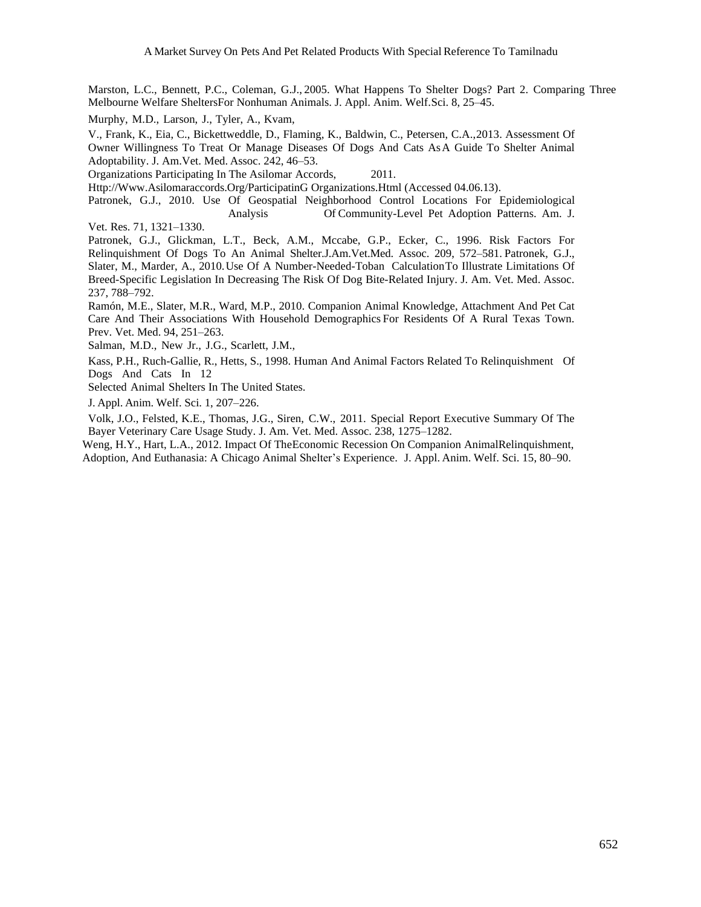Marston, L.C., Bennett, P.C., Coleman, G.J., 2005. What Happens To Shelter Dogs? Part 2. Comparing Three Melbourne Welfare SheltersFor Nonhuman Animals. J. Appl. Anim. Welf.Sci. 8, 25–45.

Murphy, M.D., Larson, J., Tyler, A., Kvam,

V., Frank, K., Eia, C., Bickettweddle, D., Flaming, K., Baldwin, C., Petersen, C.A.,2013. Assessment Of Owner Willingness To Treat Or Manage Diseases Of Dogs And Cats AsA Guide To Shelter Animal Adoptability. J. Am.Vet. Med. Assoc. 242, 46–53.

Organizations Participating In The Asilomar Accords, 2011. Http://Www.Asilomaraccords.Org/ParticipatinG Organizations.Html (Accessed 04.06.13).

Patronek, G.J., 2010. Use Of Geospatial Neighborhood Control Locations For Epidemiological Analysis Of Community-Level Pet Adoption Patterns. Am. J. Vet. Res. 71, 1321–1330.

Patronek, G.J., Glickman, L.T., Beck, A.M., Mccabe, G.P., Ecker, C., 1996. Risk Factors For Relinquishment Of Dogs To An Animal Shelter.J.Am.Vet.Med. Assoc. 209, 572–581. Patronek, G.J., Slater, M., Marder, A., 2010. Use Of A Number-Needed-Toban CalculationTo Illustrate Limitations Of Breed-Specific Legislation In Decreasing The Risk Of Dog Bite-Related Injury. J. Am. Vet. Med. Assoc. 237, 788–792.

Ramón, M.E., Slater, M.R., Ward, M.P., 2010. Companion Animal Knowledge, Attachment And Pet Cat Care And Their Associations With Household Demographics For Residents Of A Rural Texas Town. Prev. Vet. Med. 94, 251–263.

Salman, M.D., New Jr., J.G., Scarlett, J.M.,

Kass, P.H., Ruch-Gallie, R., Hetts, S., 1998. Human And Animal Factors Related To Relinquishment Of Dogs And Cats In 12

Selected Animal Shelters In The United States.

J. Appl. Anim. Welf. Sci. 1, 207–226.

Volk, J.O., Felsted, K.E., Thomas, J.G., Siren, C.W., 2011. Special Report Executive Summary Of The Bayer Veterinary Care Usage Study. J. Am. Vet. Med. Assoc. 238, 1275–1282.

Weng, H.Y., Hart, L.A., 2012. Impact Of TheEconomic Recession On Companion AnimalRelinquishment, Adoption, And Euthanasia: A Chicago Animal Shelter's Experience. J. Appl. Anim. Welf. Sci. 15, 80–90.